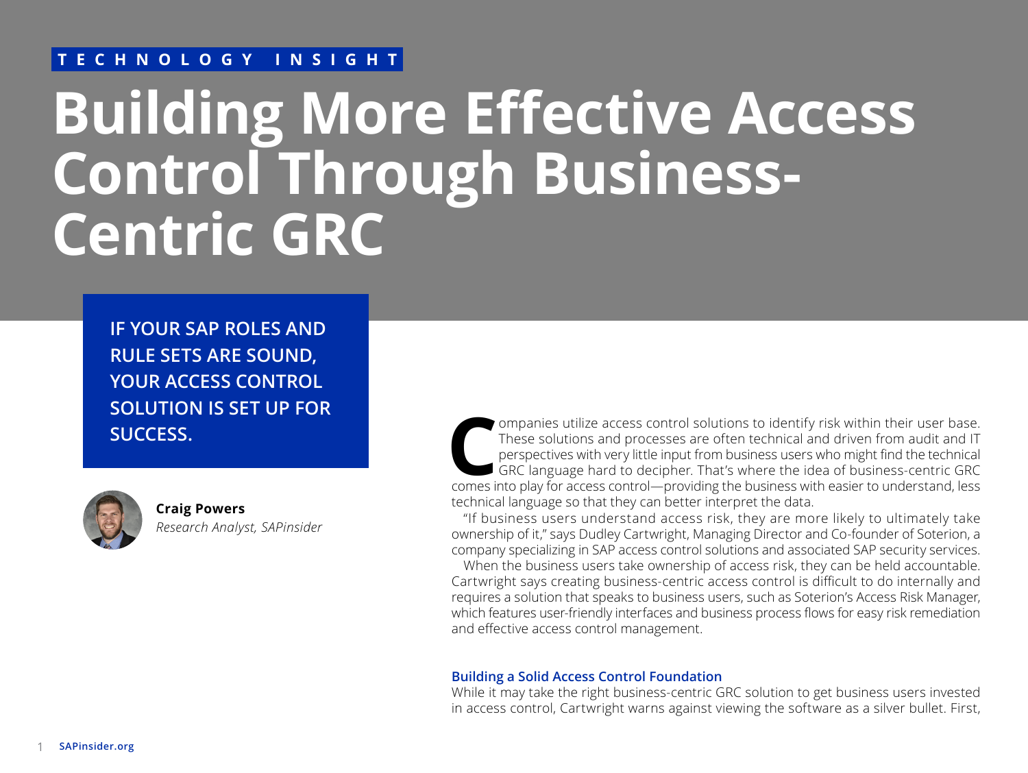TECHNOLOGY INSIGHT

# Building More Effective Access Control Through Business-Centric GRC

**IF YOUR SAP ROLES AND RULE SETS ARE SOUND, YOUR ACCESS CONTROL SOLUTION IS SET UP FOR SUCCESS.**

**Craig Powers**
*Research Analyst, SAPinsider*

Companies utilize access control solutions to identify risk within their user base. These solutions and processes are often technical and driven from audit and IT perspectives with very little input from business users who might find the technical GRC language hard to decipher. That's where the idea of business-centric GRC comes into play for access control—providing the business with easier to understand, less technical language so that they can better interpret the data.

"If business users understand access risk, they are more likely to ultimately take ownership of it," says Dudley Cartwright, Managing Director and Co-founder of Soterion, a company specializing in SAP access control solutions and associated SAP security services.

When the business users take ownership of access risk, they can be held accountable. Cartwright says creating business-centric access control is difficult to do internally and requires a solution that speaks to business users, such as Soterion's Access Risk Manager, which features user-friendly interfaces and business process flows for easy risk remediation and effective access control management.

### Building a Solid Access Control Foundation

While it may take the right business-centric GRC solution to get business users invested in access control, Cartwright warns against viewing the software as a silver bullet. First,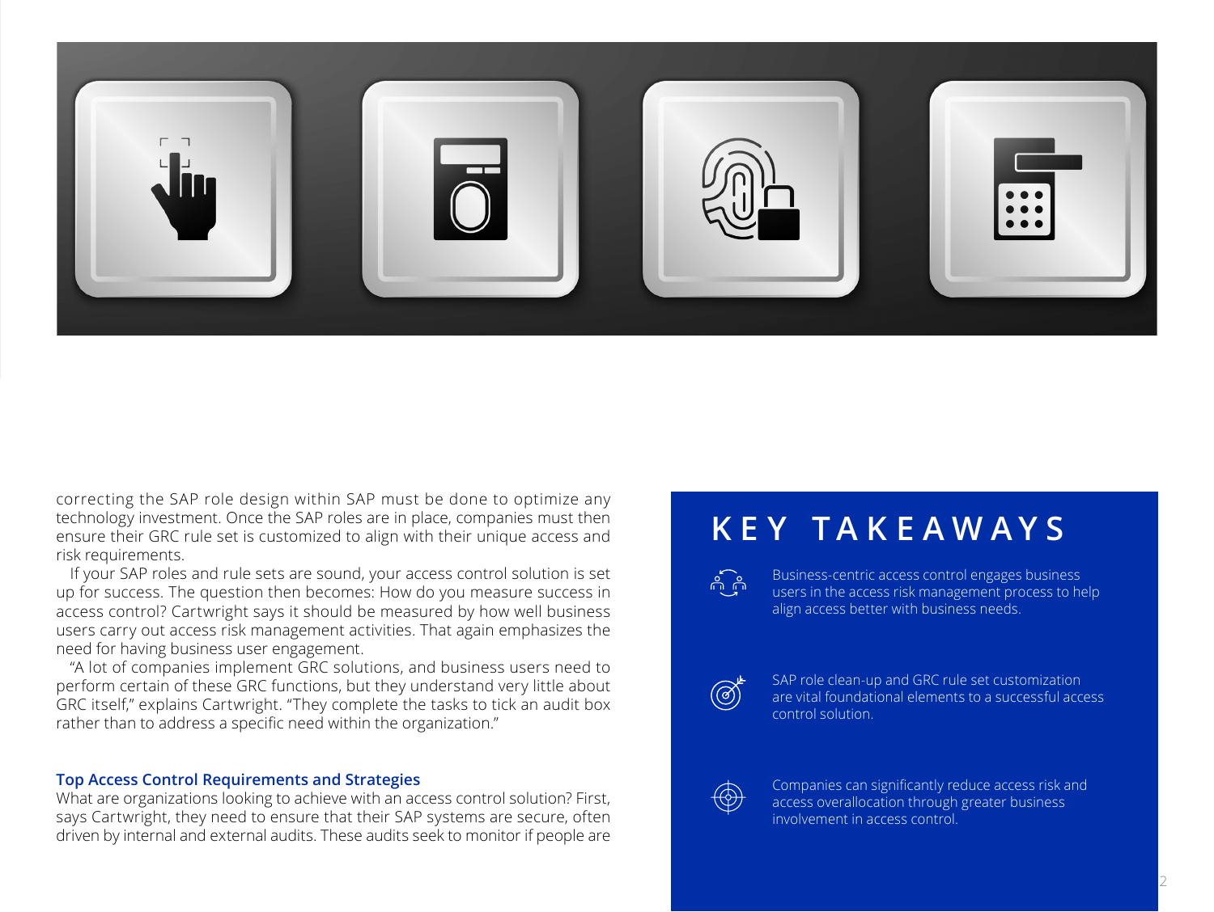correcting the SAP role design within SAP must be done to optimize any technology investment. Once the SAP roles are in place, companies must then ensure their GRC rule set is customized to align with their unique access and risk requirements.

If your SAP roles and rule sets are sound, your access control solution is set up for success. The question then becomes: How do you measure success in access control? Cartwright says it should be measured by how well business users carry out access risk management activities. That again emphasizes the need for having business user engagement.

"A lot of companies implement GRC solutions, and business users need to perform certain of these GRC functions, but they understand very little about GRC itself," explains Cartwright. "They complete the tasks to tick an audit box rather than to address a specific need within the organization."

### Top Access Control Requirements and Strategies

What are organizations looking to achieve with an access control solution? First, says Cartwright, they need to ensure that their SAP systems are secure, often driven by internal and external audits. These audits seek to monitor if people are

## KEY TAKEAWAYS

- Business-centric access control engages business users in the access risk management process to help align access better with business needs.
- SAP role clean-up and GRC rule set customization are vital foundational elements to a successful access control solution.
- Companies can significantly reduce access risk and access overallocation through greater business involvement in access control.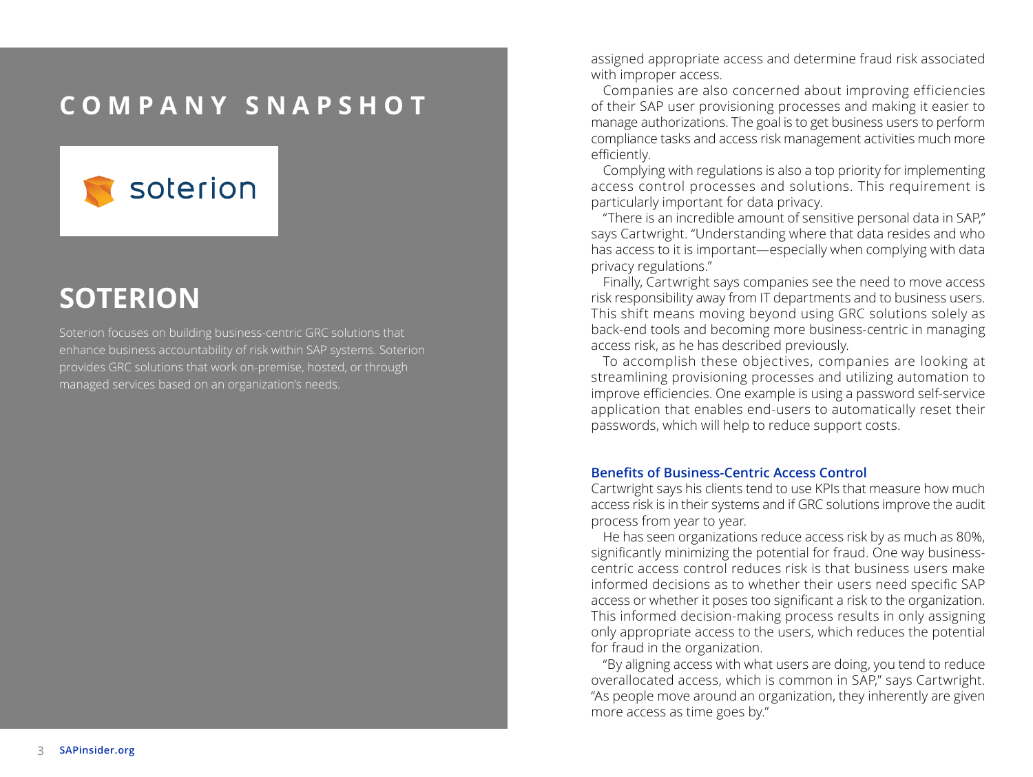## COMPANY SNAPSHOT

soterion

## SOTERION

Soterion focuses on building business-centric GRC solutions that enhance business accountability of risk within SAP systems. Soterion provides GRC solutions that work on-premise, hosted, or through managed services based on an organization's needs.

assigned appropriate access and determine fraud risk associated with improper access.

Companies are also concerned about improving efficiencies of their SAP user provisioning processes and making it easier to manage authorizations. The goal is to get business users to perform compliance tasks and access risk management activities much more efficiently.

Complying with regulations is also a top priority for implementing access control processes and solutions. This requirement is particularly important for data privacy.

"There is an incredible amount of sensitive personal data in SAP," says Cartwright. "Understanding where that data resides and who has access to it is important—especially when complying with data privacy regulations."

Finally, Cartwright says companies see the need to move access risk responsibility away from IT departments and to business users. This shift means moving beyond using GRC solutions solely as back-end tools and becoming more business-centric in managing access risk, as he has described previously.

To accomplish these objectives, companies are looking at streamlining provisioning processes and utilizing automation to improve efficiencies. One example is using a password self-service application that enables end-users to automatically reset their passwords, which will help to reduce support costs.

### Benefits of Business-Centric Access Control

Cartwright says his clients tend to use KPIs that measure how much access risk is in their systems and if GRC solutions improve the audit process from year to year.

He has seen organizations reduce access risk by as much as 80%, significantly minimizing the potential for fraud. One way business-centric access control reduces risk is that business users make informed decisions as to whether their users need specific SAP access or whether it poses too significant a risk to the organization. This informed decision-making process results in only assigning only appropriate access to the users, which reduces the potential for fraud in the organization.

"By aligning access with what users are doing, you tend to reduce overallocated access, which is common in SAP," says Cartwright. "As people move around an organization, they inherently are given more access as time goes by."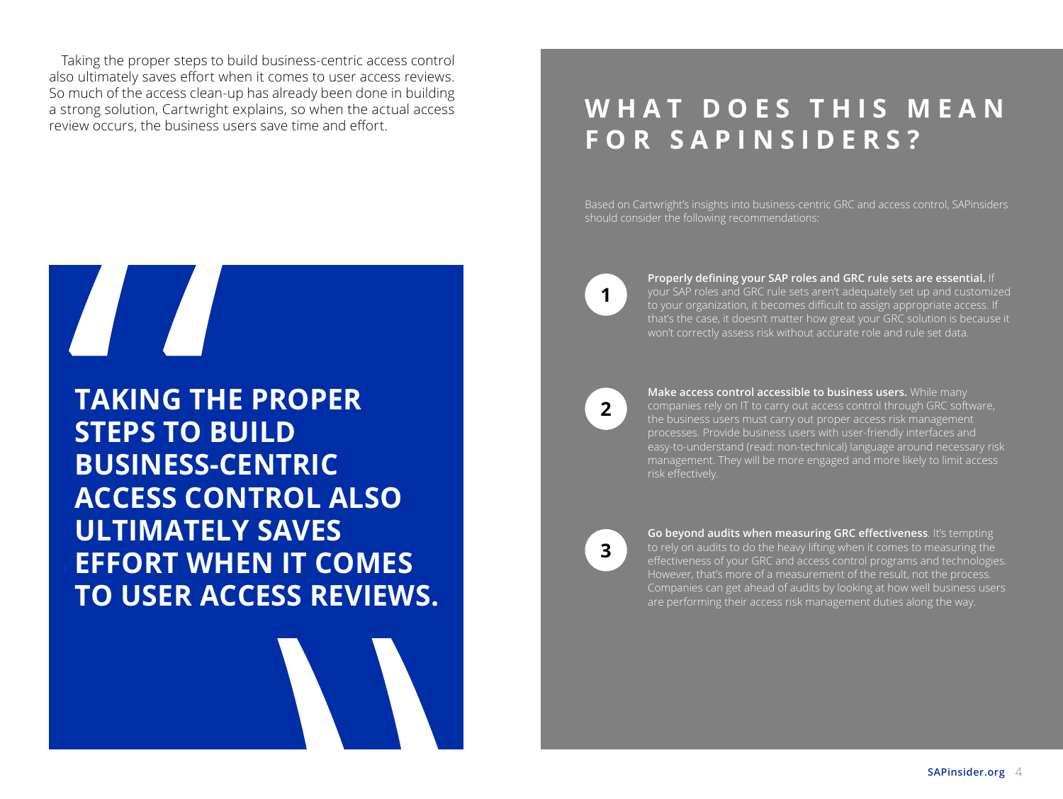Taking the proper steps to build business-centric access control also ultimately saves effort when it comes to user access reviews. So much of the access clean-up has already been done in building a strong solution, Cartwright explains, so when the actual access review occurs, the business users save time and effort.

> **TAKING THE PROPER STEPS TO BUILD BUSINESS-CENTRIC ACCESS CONTROL ALSO ULTIMATELY SAVES EFFORT WHEN IT COMES TO USER ACCESS REVIEWS.**

## WHAT DOES THIS MEAN FOR SAPINSIDERS?

Based on Cartwright's insights into business-centric GRC and access control, SAPinsiders should consider the following recommendations:

1. **Properly defining your SAP roles and GRC rule sets are essential.** If your SAP roles and GRC rule sets aren't adequately set up and customized to your organization, it becomes difficult to assign appropriate access. If that's the case, it doesn't matter how great your GRC solution is because it won't correctly assess risk without accurate role and rule set data.

2. **Make access control accessible to business users.** While many companies rely on IT to carry out access control through GRC software, the business users must carry out proper access risk management processes. Provide business users with user-friendly interfaces and easy-to-understand (read: non-technical) language around necessary risk management. They will be more engaged and more likely to limit access risk effectively.

3. **Go beyond audits when measuring GRC effectiveness**. It's tempting to rely on audits to do the heavy lifting when it comes to measuring the effectiveness of your GRC and access control programs and technologies. However, that's more of a measurement of the result, not the process. Companies can get ahead of audits by looking at how well business users are performing their access risk management duties along the way.